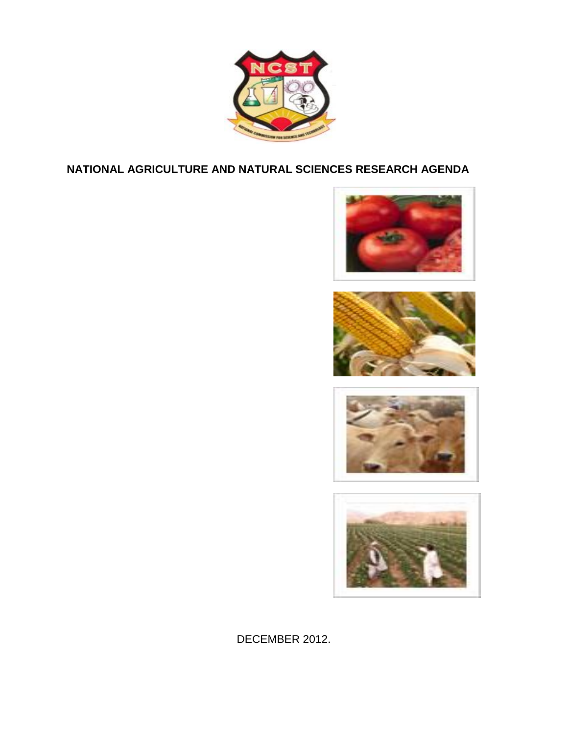# NATIONAL AGRICULTURE AND NATURAL SCIENCES RESEARCH AGENDA

DECEMBER 2012.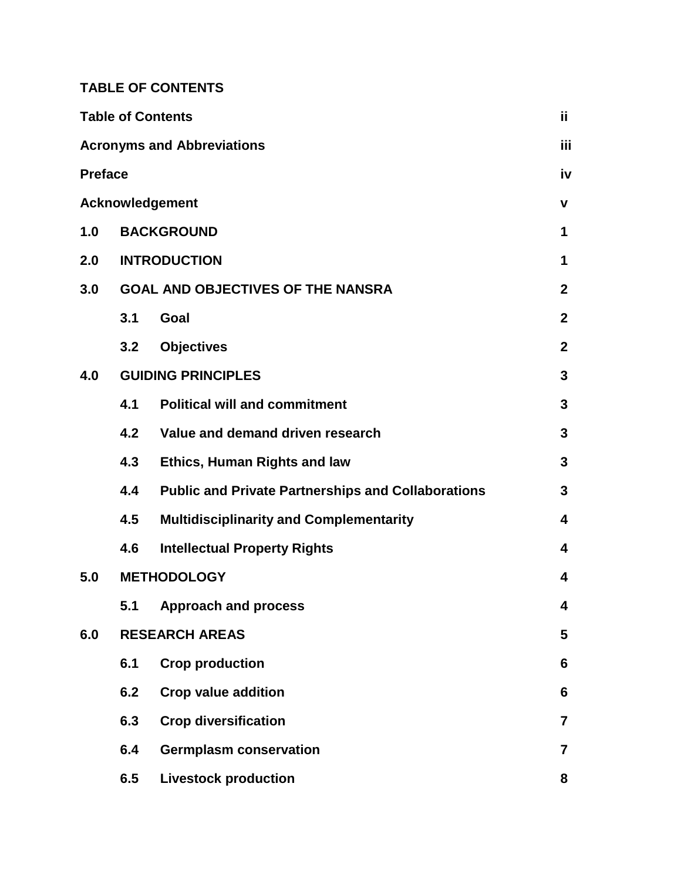**TABLE OF CONTENTS**

| | | |
|---|---|---|
| **Table of Contents** | | **ii** |
| **Acronyms and Abbreviations** | | **iii** |
| **Preface** | | **iv** |
| **Acknowledgement** | | **v** |
| **1.0** | **BACKGROUND** | **1** |
| **2.0** | **INTRODUCTION** | **1** |
| **3.0** | **GOAL AND OBJECTIVES OF THE NANSRA** | **2** |
| | **3.1 Goal** | **2** |
| | **3.2 Objectives** | **2** |
| **4.0** | **GUIDING PRINCIPLES** | **3** |
| | **4.1 Political will and commitment** | **3** |
| | **4.2 Value and demand driven research** | **3** |
| | **4.3 Ethics, Human Rights and law** | **3** |
| | **4.4 Public and Private Partnerships and Collaborations** | **3** |
| | **4.5 Multidisciplinarity and Complementarity** | **4** |
| | **4.6 Intellectual Property Rights** | **4** |
| **5.0** | **METHODOLOGY** | **4** |
| | **5.1 Approach and process** | **4** |
| **6.0** | **RESEARCH AREAS** | **5** |
| | **6.1 Crop production** | **6** |
| | **6.2 Crop value addition** | **6** |
| | **6.3 Crop diversification** | **7** |
| | **6.4 Germplasm conservation** | **7** |
| | **6.5 Livestock production** | **8** |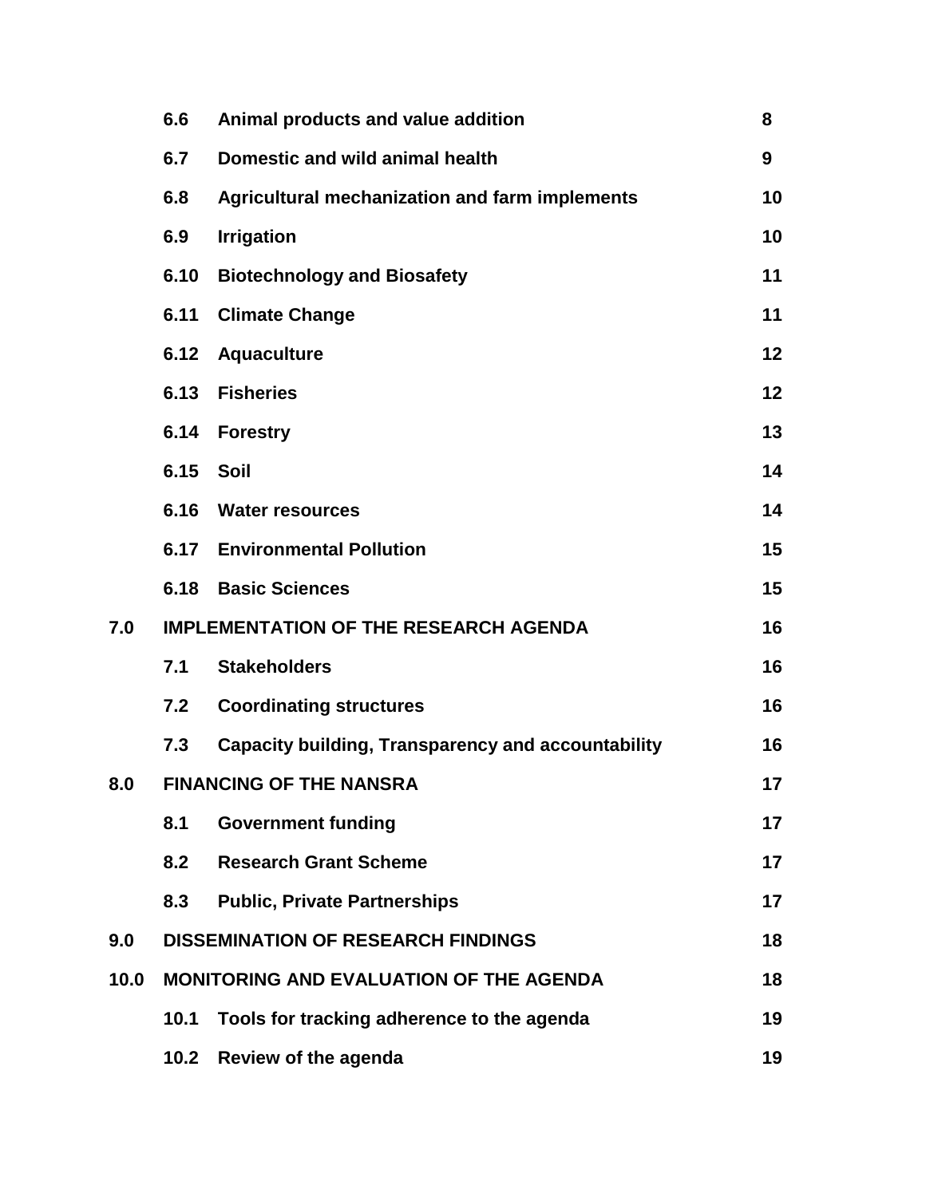| | | | |
|---|---|---|---|
| | 6.6 | Animal products and value addition | 8 |
| | 6.7 | Domestic and wild animal health | 9 |
| | 6.8 | Agricultural mechanization and farm implements | 10 |
| | 6.9 | Irrigation | 10 |
| | 6.10 | Biotechnology and Biosafety | 11 |
| | 6.11 | Climate Change | 11 |
| | 6.12 | Aquaculture | 12 |
| | 6.13 | Fisheries | 12 |
| | 6.14 | Forestry | 13 |
| | 6.15 | Soil | 14 |
| | 6.16 | Water resources | 14 |
| | 6.17 | Environmental Pollution | 15 |
| | 6.18 | Basic Sciences | 15 |
| 7.0 | IMPLEMENTATION OF THE RESEARCH AGENDA | | 16 |
| | 7.1 | Stakeholders | 16 |
| | 7.2 | Coordinating structures | 16 |
| | 7.3 | Capacity building, Transparency and accountability | 16 |
| 8.0 | FINANCING OF THE NANSRA | | 17 |
| | 8.1 | Government funding | 17 |
| | 8.2 | Research Grant Scheme | 17 |
| | 8.3 | Public, Private Partnerships | 17 |
| 9.0 | DISSEMINATION OF RESEARCH FINDINGS | | 18 |
| 10.0 | MONITORING AND EVALUATION OF THE AGENDA | | 18 |
| | 10.1 | Tools for tracking adherence to the agenda | 19 |
| | 10.2 | Review of the agenda | 19 |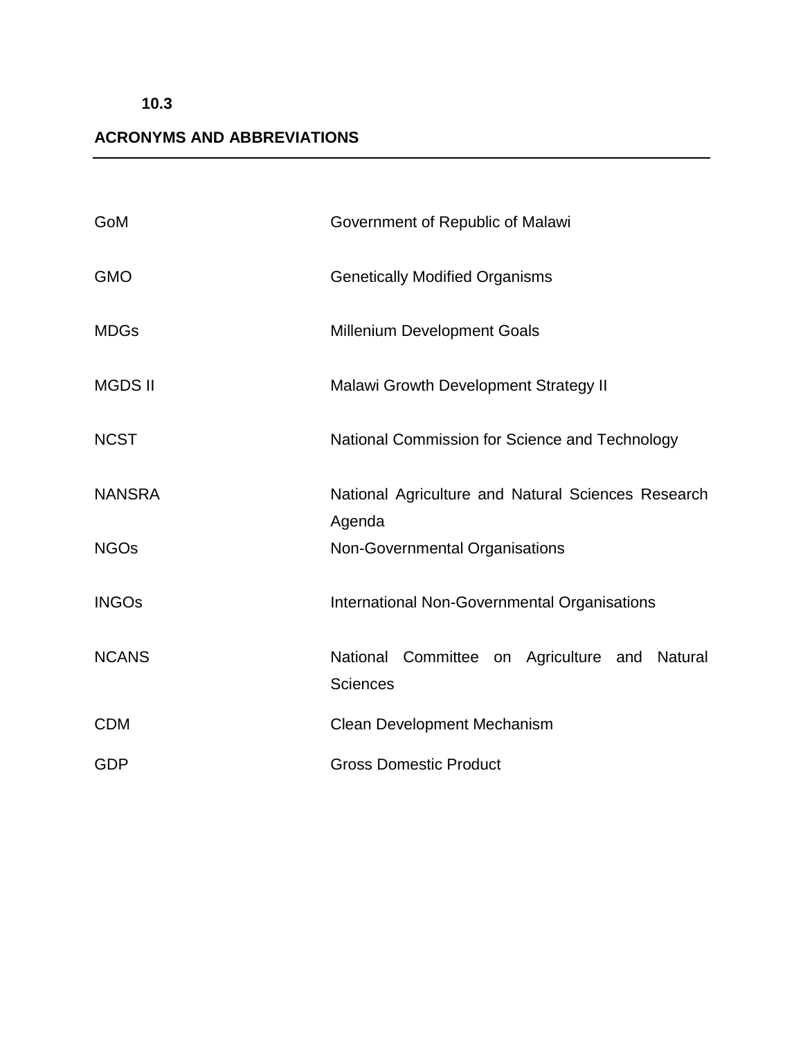**10.3**

## ACRONYMS AND ABBREVIATIONS

| | |
|---|---|
| GoM | Government of Republic of Malawi |
| GMO | Genetically Modified Organisms |
| MDGs | Millenium Development Goals |
| MGDS II | Malawi Growth Development Strategy II |
| NCST | National Commission for Science and Technology |
| NANSRA | National Agriculture and Natural Sciences Research Agenda |
| NGOs | Non-Governmental Organisations |
| INGOs | International Non-Governmental Organisations |
| NCANS | National Committee on Agriculture and Natural Sciences |
| CDM | Clean Development Mechanism |
| GDP | Gross Domestic Product |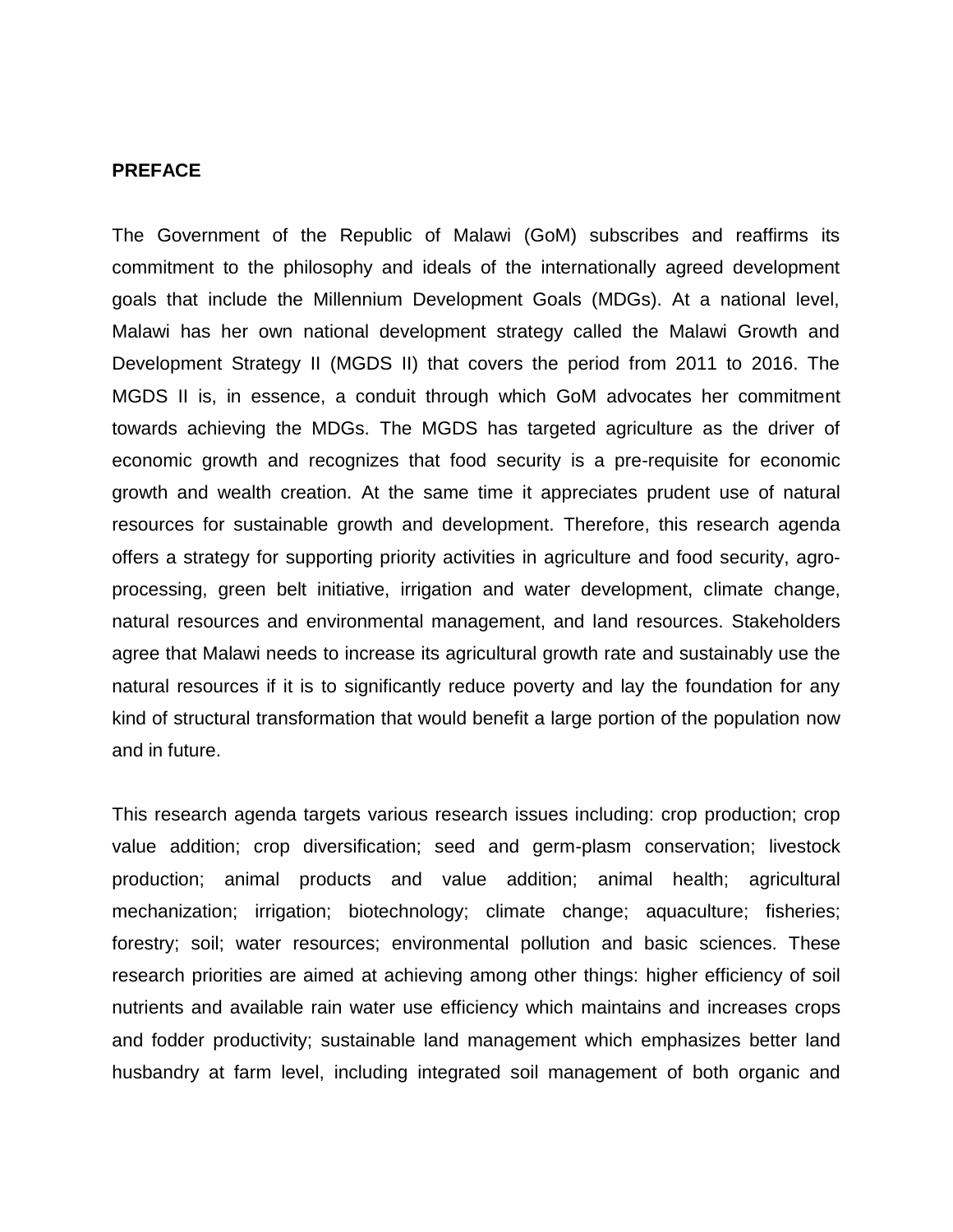## PREFACE

The Government of the Republic of Malawi (GoM) subscribes and reaffirms its commitment to the philosophy and ideals of the internationally agreed development goals that include the Millennium Development Goals (MDGs). At a national level, Malawi has her own national development strategy called the Malawi Growth and Development Strategy II (MGDS II) that covers the period from 2011 to 2016. The MGDS II is, in essence, a conduit through which GoM advocates her commitment towards achieving the MDGs. The MGDS has targeted agriculture as the driver of economic growth and recognizes that food security is a pre-requisite for economic growth and wealth creation. At the same time it appreciates prudent use of natural resources for sustainable growth and development. Therefore, this research agenda offers a strategy for supporting priority activities in agriculture and food security, agro-processing, green belt initiative, irrigation and water development, climate change, natural resources and environmental management, and land resources. Stakeholders agree that Malawi needs to increase its agricultural growth rate and sustainably use the natural resources if it is to significantly reduce poverty and lay the foundation for any kind of structural transformation that would benefit a large portion of the population now and in future.

This research agenda targets various research issues including: crop production; crop value addition; crop diversification; seed and germ-plasm conservation; livestock production; animal products and value addition; animal health; agricultural mechanization; irrigation; biotechnology; climate change; aquaculture; fisheries; forestry; soil; water resources; environmental pollution and basic sciences. These research priorities are aimed at achieving among other things: higher efficiency of soil nutrients and available rain water use efficiency which maintains and increases crops and fodder productivity; sustainable land management which emphasizes better land husbandry at farm level, including integrated soil management of both organic and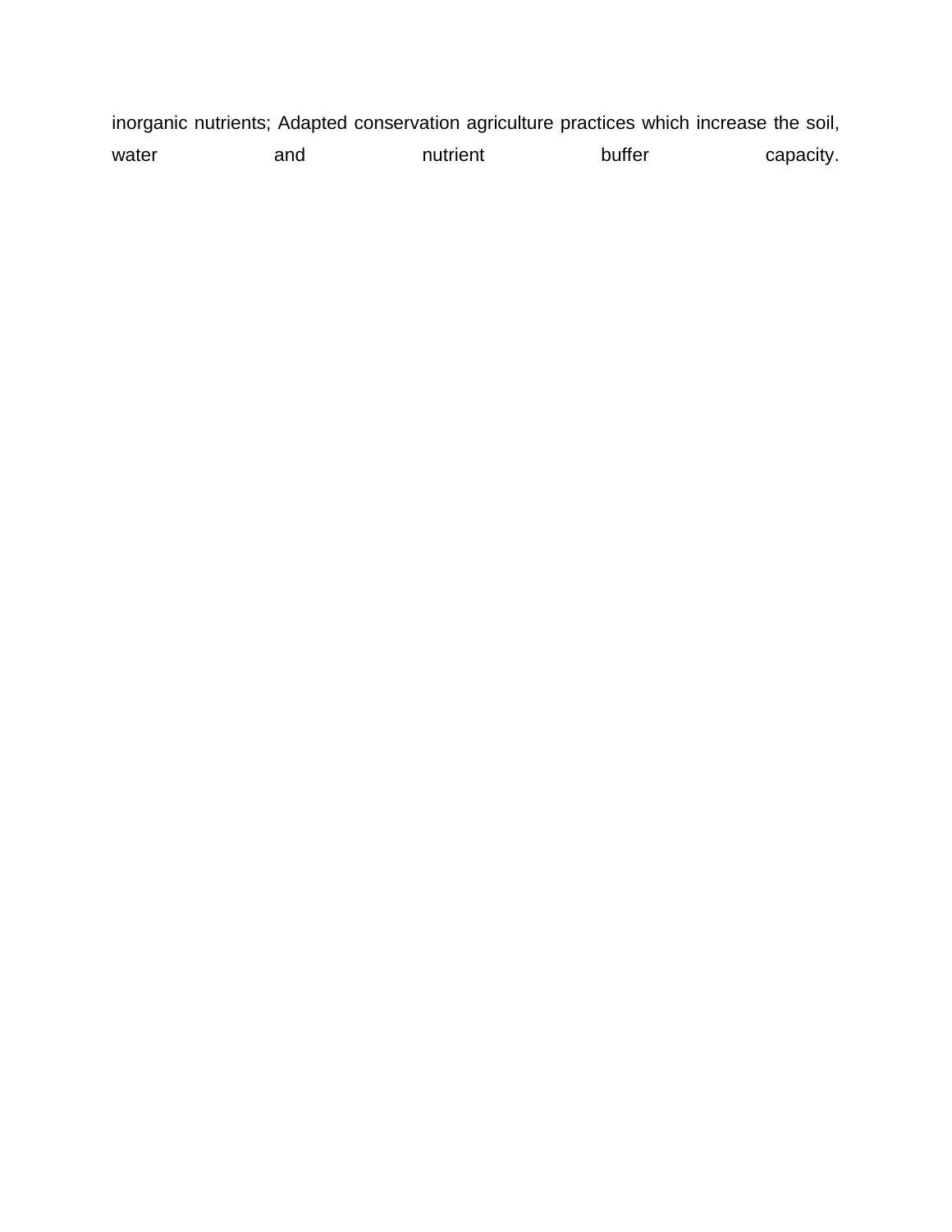inorganic nutrients; Adapted conservation agriculture practices which increase the soil, water and nutrient buffer capacity.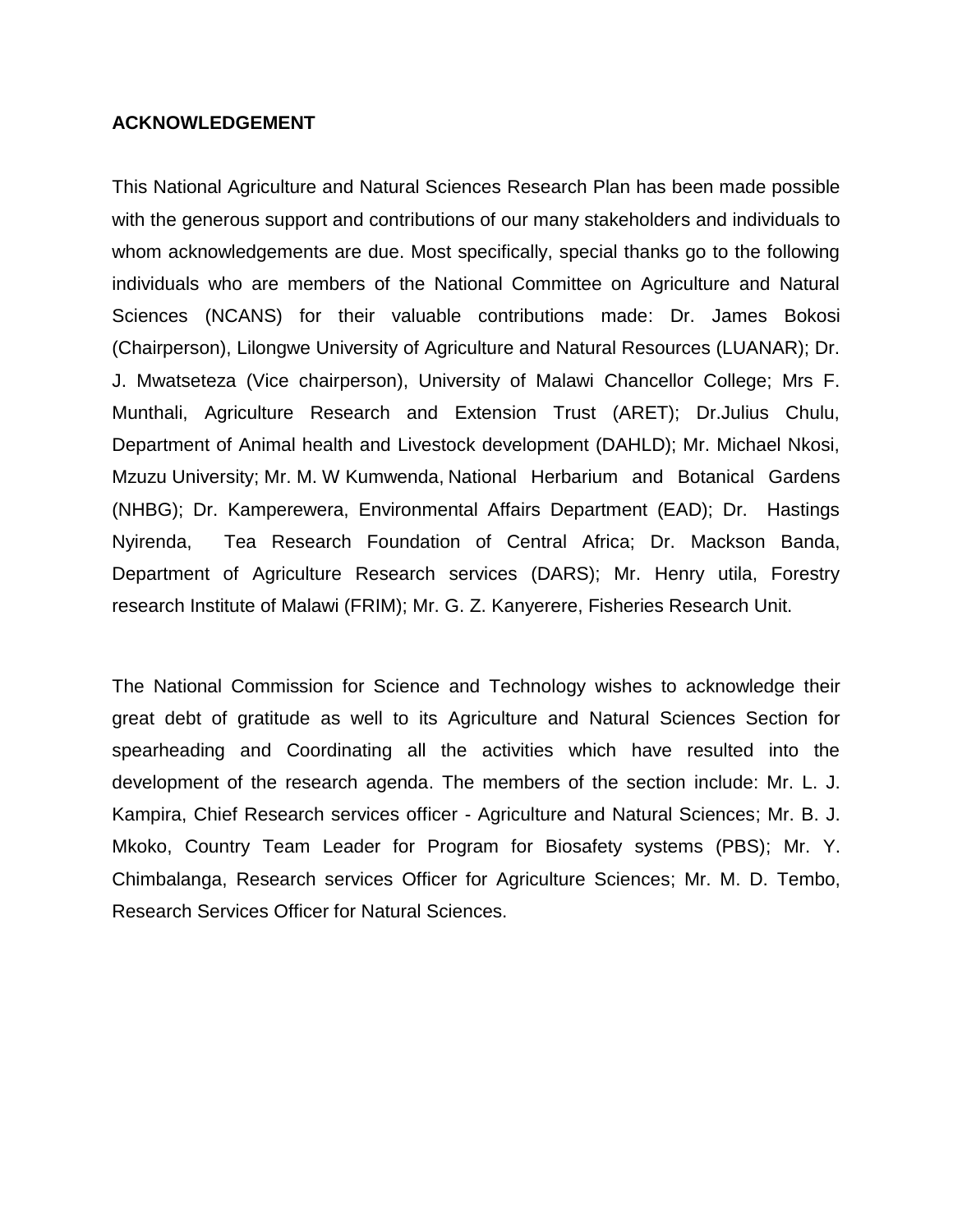**ACKNOWLEDGEMENT**

This National Agriculture and Natural Sciences Research Plan has been made possible with the generous support and contributions of our many stakeholders and individuals to whom acknowledgements are due. Most specifically, special thanks go to the following individuals who are members of the National Committee on Agriculture and Natural Sciences (NCANS) for their valuable contributions made: Dr. James Bokosi (Chairperson), Lilongwe University of Agriculture and Natural Resources (LUANAR); Dr. J. Mwatseteza (Vice chairperson), University of Malawi Chancellor College; Mrs F. Munthali, Agriculture Research and Extension Trust (ARET); Dr.Julius Chulu, Department of Animal health and Livestock development (DAHLD); Mr. Michael Nkosi, Mzuzu University; Mr. M. W Kumwenda, National Herbarium and Botanical Gardens (NHBG); Dr. Kamperewera, Environmental Affairs Department (EAD); Dr. Hastings Nyirenda, Tea Research Foundation of Central Africa; Dr. Mackson Banda, Department of Agriculture Research services (DARS); Mr. Henry utila, Forestry research Institute of Malawi (FRIM); Mr. G. Z. Kanyerere, Fisheries Research Unit.

The National Commission for Science and Technology wishes to acknowledge their great debt of gratitude as well to its Agriculture and Natural Sciences Section for spearheading and Coordinating all the activities which have resulted into the development of the research agenda. The members of the section include: Mr. L. J. Kampira, Chief Research services officer - Agriculture and Natural Sciences; Mr. B. J. Mkoko, Country Team Leader for Program for Biosafety systems (PBS); Mr. Y. Chimbalanga, Research services Officer for Agriculture Sciences; Mr. M. D. Tembo, Research Services Officer for Natural Sciences.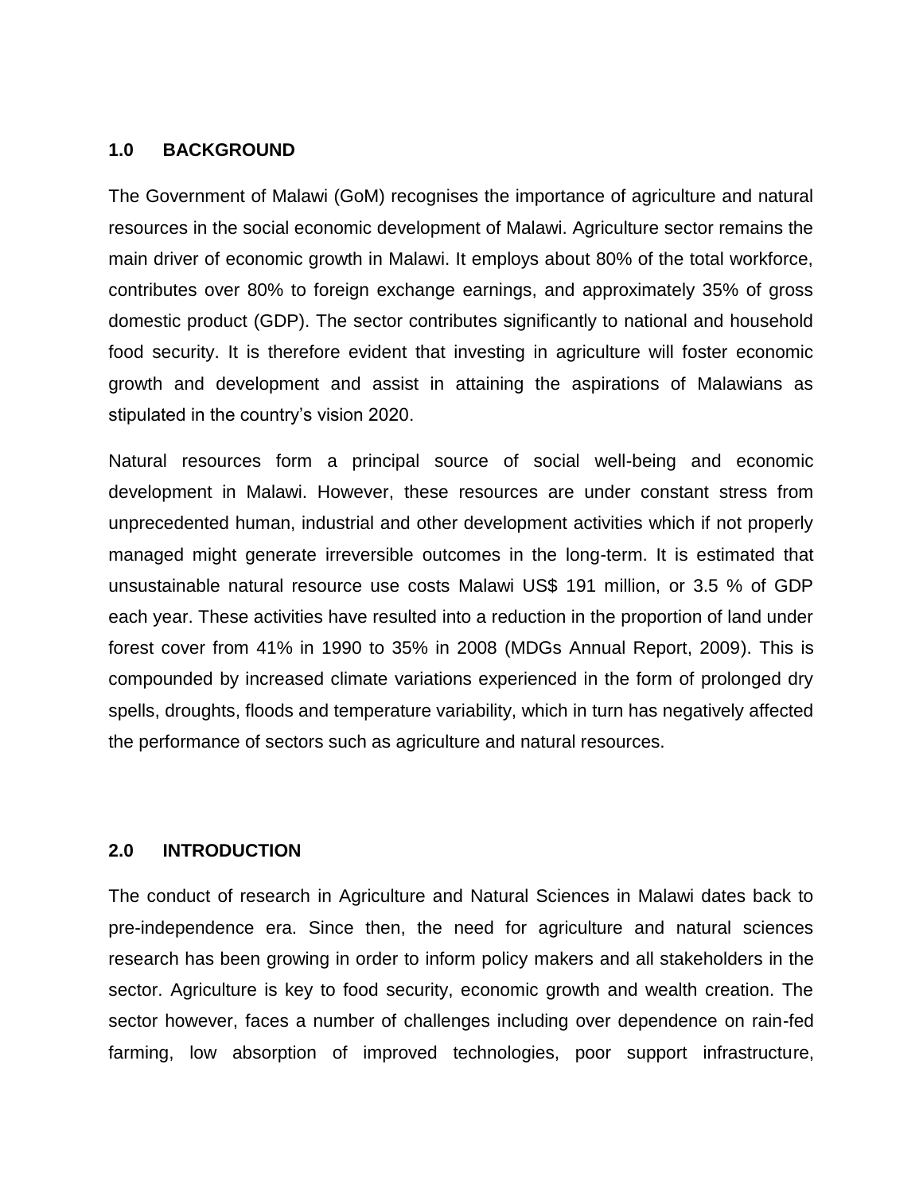## 1.0 BACKGROUND

The Government of Malawi (GoM) recognises the importance of agriculture and natural resources in the social economic development of Malawi. Agriculture sector remains the main driver of economic growth in Malawi. It employs about 80% of the total workforce, contributes over 80% to foreign exchange earnings, and approximately 35% of gross domestic product (GDP). The sector contributes significantly to national and household food security. It is therefore evident that investing in agriculture will foster economic growth and development and assist in attaining the aspirations of Malawians as stipulated in the country's vision 2020.

Natural resources form a principal source of social well-being and economic development in Malawi. However, these resources are under constant stress from unprecedented human, industrial and other development activities which if not properly managed might generate irreversible outcomes in the long-term. It is estimated that unsustainable natural resource use costs Malawi US$ 191 million, or 3.5 % of GDP each year. These activities have resulted into a reduction in the proportion of land under forest cover from 41% in 1990 to 35% in 2008 (MDGs Annual Report, 2009). This is compounded by increased climate variations experienced in the form of prolonged dry spells, droughts, floods and temperature variability, which in turn has negatively affected the performance of sectors such as agriculture and natural resources.

## 2.0 INTRODUCTION

The conduct of research in Agriculture and Natural Sciences in Malawi dates back to pre-independence era. Since then, the need for agriculture and natural sciences research has been growing in order to inform policy makers and all stakeholders in the sector. Agriculture is key to food security, economic growth and wealth creation. The sector however, faces a number of challenges including over dependence on rain-fed farming, low absorption of improved technologies, poor support infrastructure,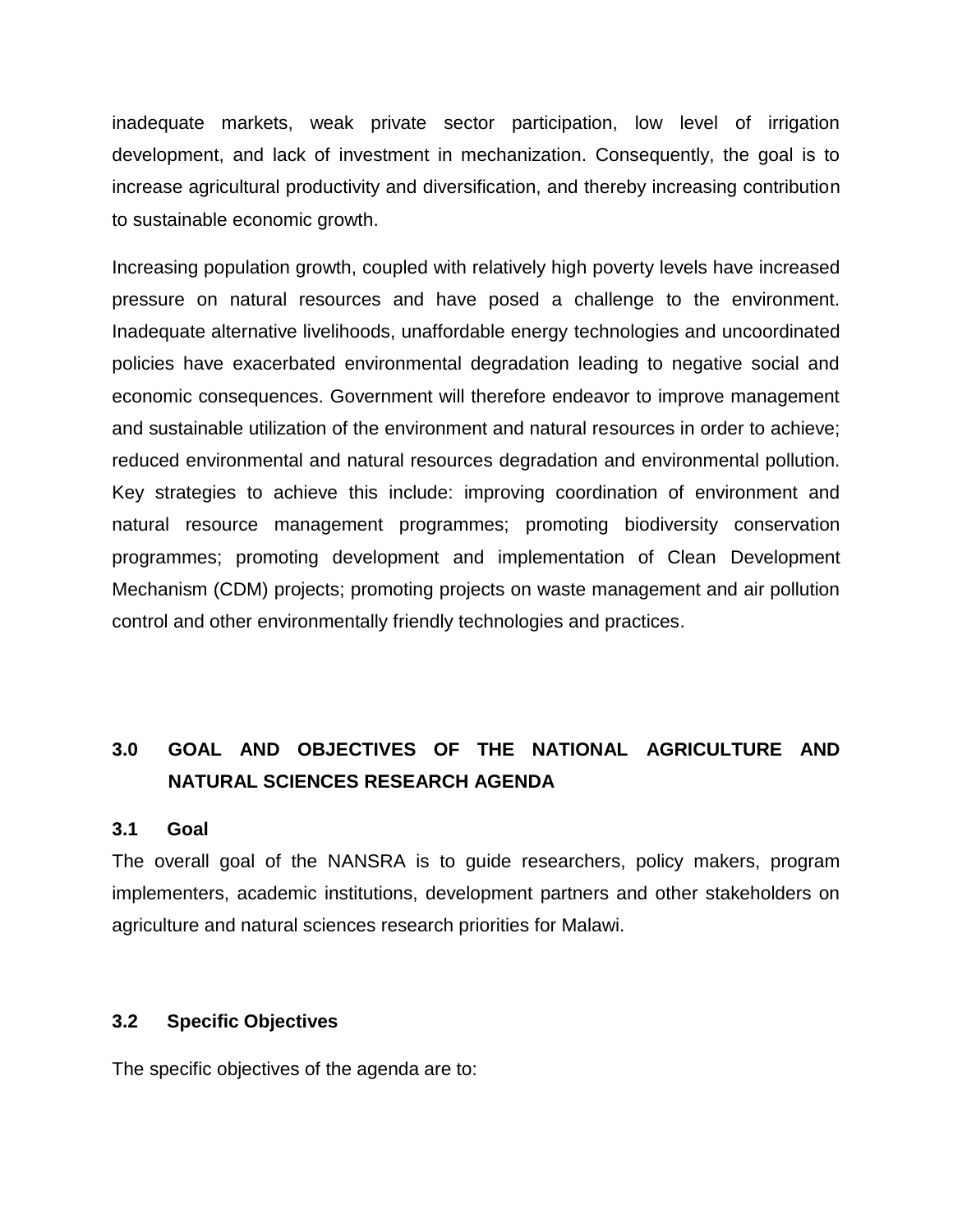inadequate markets, weak private sector participation, low level of irrigation development, and lack of investment in mechanization. Consequently, the goal is to increase agricultural productivity and diversification, and thereby increasing contribution to sustainable economic growth.

Increasing population growth, coupled with relatively high poverty levels have increased pressure on natural resources and have posed a challenge to the environment. Inadequate alternative livelihoods, unaffordable energy technologies and uncoordinated policies have exacerbated environmental degradation leading to negative social and economic consequences. Government will therefore endeavor to improve management and sustainable utilization of the environment and natural resources in order to achieve; reduced environmental and natural resources degradation and environmental pollution. Key strategies to achieve this include: improving coordination of environment and natural resource management programmes; promoting biodiversity conservation programmes; promoting development and implementation of Clean Development Mechanism (CDM) projects; promoting projects on waste management and air pollution control and other environmentally friendly technologies and practices.

# 3.0 GOAL AND OBJECTIVES OF THE NATIONAL AGRICULTURE AND NATURAL SCIENCES RESEARCH AGENDA

## 3.1 Goal

The overall goal of the NANSRA is to guide researchers, policy makers, program implementers, academic institutions, development partners and other stakeholders on agriculture and natural sciences research priorities for Malawi.

## 3.2 Specific Objectives

The specific objectives of the agenda are to: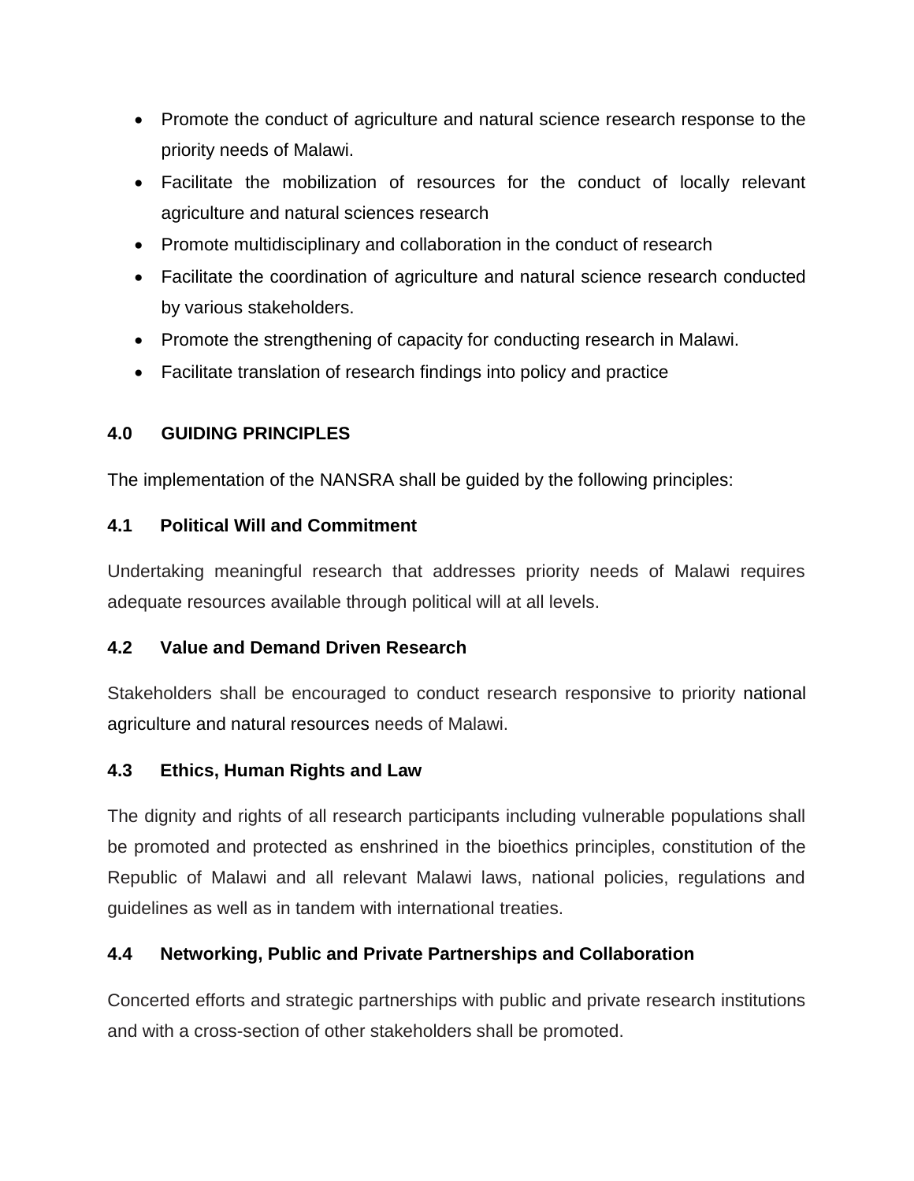- Promote the conduct of agriculture and natural science research response to the priority needs of Malawi.
- Facilitate the mobilization of resources for the conduct of locally relevant agriculture and natural sciences research
- Promote multidisciplinary and collaboration in the conduct of research
- Facilitate the coordination of agriculture and natural science research conducted by various stakeholders.
- Promote the strengthening of capacity for conducting research in Malawi.
- Facilitate translation of research findings into policy and practice

## 4.0 GUIDING PRINCIPLES

The implementation of the NANSRA shall be guided by the following principles:

### 4.1 Political Will and Commitment

Undertaking meaningful research that addresses priority needs of Malawi requires adequate resources available through political will at all levels.

### 4.2 Value and Demand Driven Research

Stakeholders shall be encouraged to conduct research responsive to priority national agriculture and natural resources needs of Malawi.

### 4.3 Ethics, Human Rights and Law

The dignity and rights of all research participants including vulnerable populations shall be promoted and protected as enshrined in the bioethics principles, constitution of the Republic of Malawi and all relevant Malawi laws, national policies, regulations and guidelines as well as in tandem with international treaties.

### 4.4 Networking, Public and Private Partnerships and Collaboration

Concerted efforts and strategic partnerships with public and private research institutions and with a cross-section of other stakeholders shall be promoted.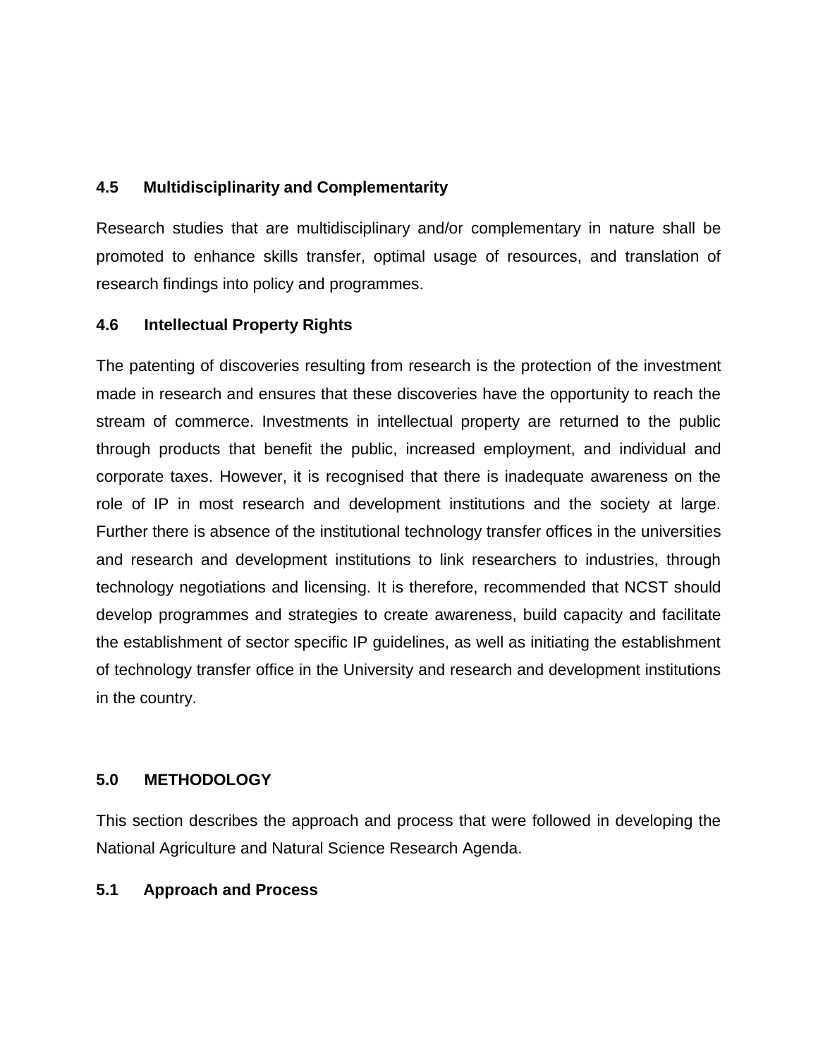### 4.5 Multidisciplinarity and Complementarity

Research studies that are multidisciplinary and/or complementary in nature shall be promoted to enhance skills transfer, optimal usage of resources, and translation of research findings into policy and programmes.

### 4.6 Intellectual Property Rights

The patenting of discoveries resulting from research is the protection of the investment made in research and ensures that these discoveries have the opportunity to reach the stream of commerce. Investments in intellectual property are returned to the public through products that benefit the public, increased employment, and individual and corporate taxes. However, it is recognised that there is inadequate awareness on the role of IP in most research and development institutions and the society at large. Further there is absence of the institutional technology transfer offices in the universities and research and development institutions to link researchers to industries, through technology negotiations and licensing. It is therefore, recommended that NCST should develop programmes and strategies to create awareness, build capacity and facilitate the establishment of sector specific IP guidelines, as well as initiating the establishment of technology transfer office in the University and research and development institutions in the country.

## 5.0 METHODOLOGY

This section describes the approach and process that were followed in developing the National Agriculture and Natural Science Research Agenda.

### 5.1 Approach and Process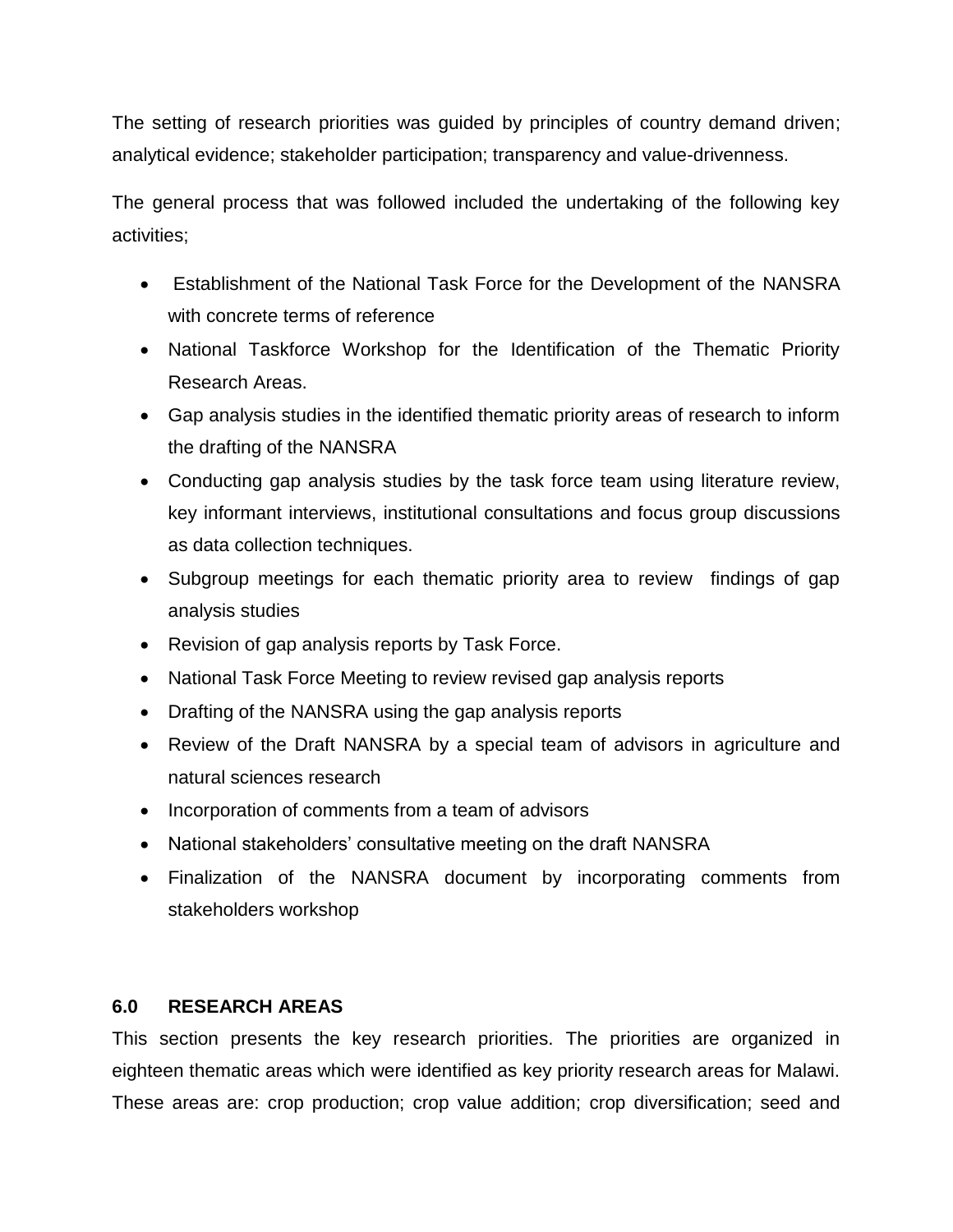The setting of research priorities was guided by principles of country demand driven; analytical evidence; stakeholder participation; transparency and value-drivenness.

The general process that was followed included the undertaking of the following key activities;

- Establishment of the National Task Force for the Development of the NANSRA with concrete terms of reference
- National Taskforce Workshop for the Identification of the Thematic Priority Research Areas.
- Gap analysis studies in the identified thematic priority areas of research to inform the drafting of the NANSRA
- Conducting gap analysis studies by the task force team using literature review, key informant interviews, institutional consultations and focus group discussions as data collection techniques.
- Subgroup meetings for each thematic priority area to review findings of gap analysis studies
- Revision of gap analysis reports by Task Force.
- National Task Force Meeting to review revised gap analysis reports
- Drafting of the NANSRA using the gap analysis reports
- Review of the Draft NANSRA by a special team of advisors in agriculture and natural sciences research
- Incorporation of comments from a team of advisors
- National stakeholders' consultative meeting on the draft NANSRA
- Finalization of the NANSRA document by incorporating comments from stakeholders workshop

## 6.0 RESEARCH AREAS

This section presents the key research priorities. The priorities are organized in eighteen thematic areas which were identified as key priority research areas for Malawi. These areas are: crop production; crop value addition; crop diversification; seed and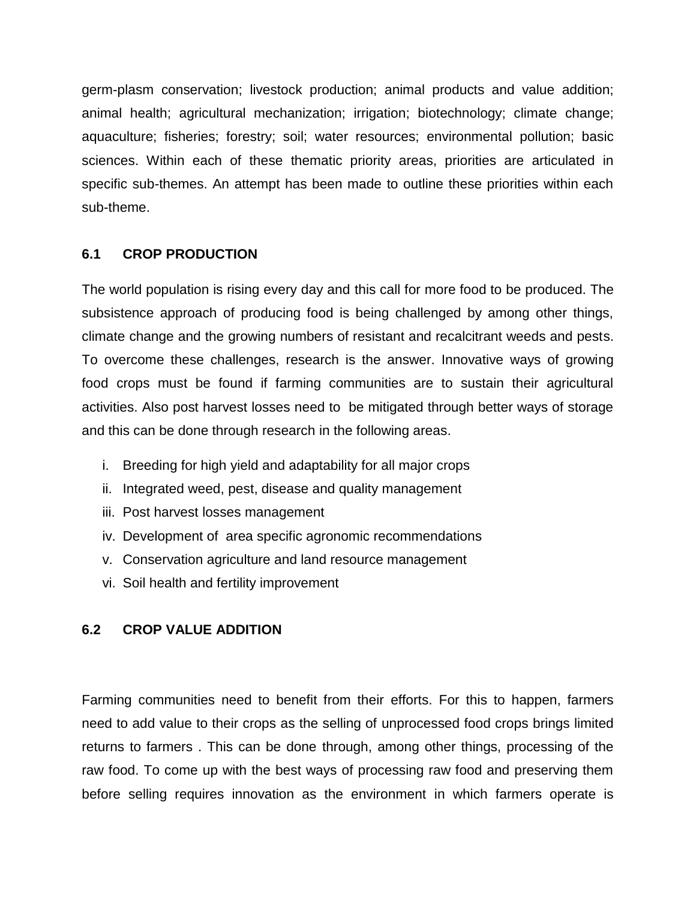germ-plasm conservation; livestock production; animal products and value addition; animal health; agricultural mechanization; irrigation; biotechnology; climate change; aquaculture; fisheries; forestry; soil; water resources; environmental pollution; basic sciences. Within each of these thematic priority areas, priorities are articulated in specific sub-themes. An attempt has been made to outline these priorities within each sub-theme.

## 6.1 CROP PRODUCTION

The world population is rising every day and this call for more food to be produced. The subsistence approach of producing food is being challenged by among other things, climate change and the growing numbers of resistant and recalcitrant weeds and pests. To overcome these challenges, research is the answer. Innovative ways of growing food crops must be found if farming communities are to sustain their agricultural activities. Also post harvest losses need to be mitigated through better ways of storage and this can be done through research in the following areas.

i. Breeding for high yield and adaptability for all major crops
ii. Integrated weed, pest, disease and quality management
iii. Post harvest losses management
iv. Development of area specific agronomic recommendations
v. Conservation agriculture and land resource management
vi. Soil health and fertility improvement

## 6.2 CROP VALUE ADDITION

Farming communities need to benefit from their efforts. For this to happen, farmers need to add value to their crops as the selling of unprocessed food crops brings limited returns to farmers . This can be done through, among other things, processing of the raw food. To come up with the best ways of processing raw food and preserving them before selling requires innovation as the environment in which farmers operate is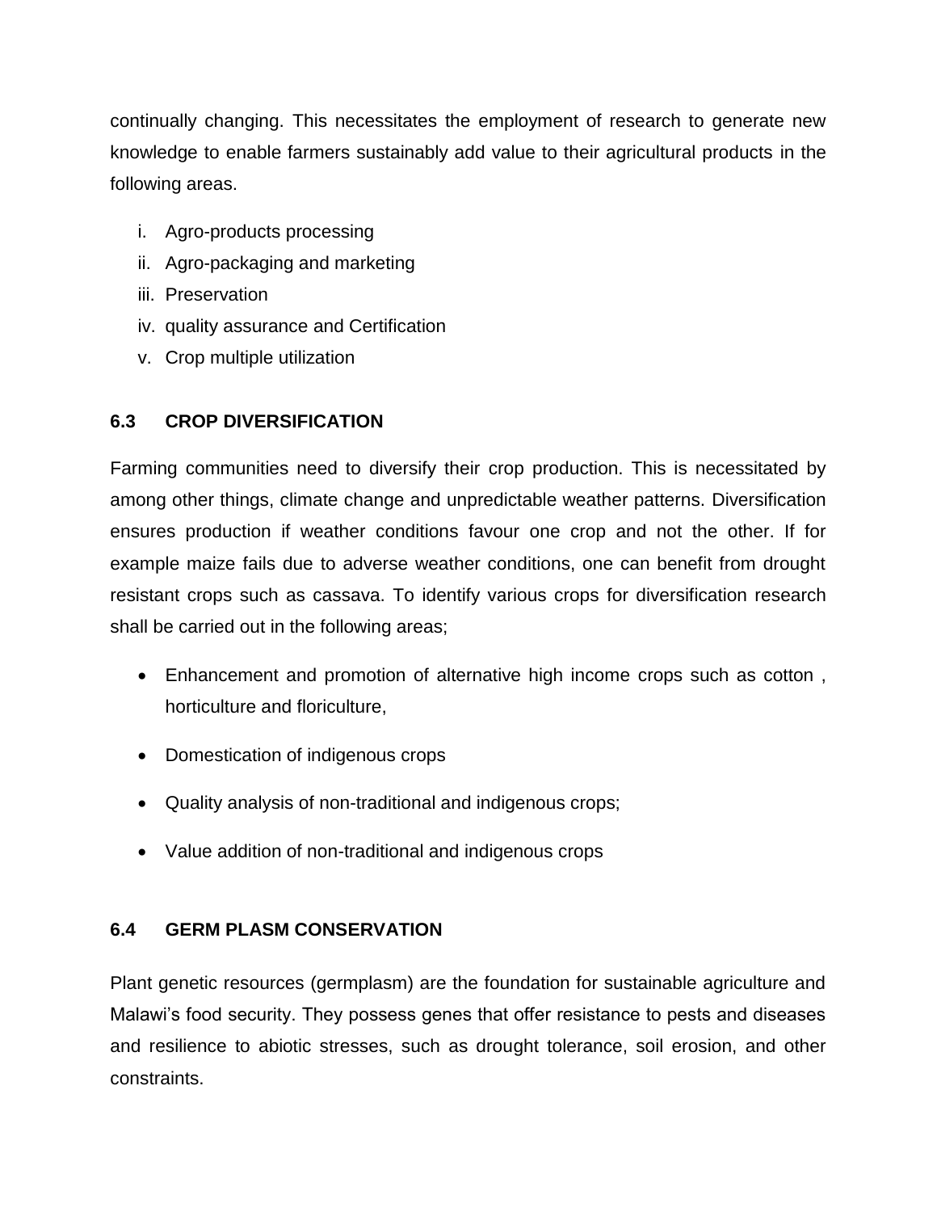continually changing. This necessitates the employment of research to generate new knowledge to enable farmers sustainably add value to their agricultural products in the following areas.

i. Agro-products processing
ii. Agro-packaging and marketing
iii. Preservation
iv. quality assurance and Certification
v. Crop multiple utilization

### 6.3 CROP DIVERSIFICATION

Farming communities need to diversify their crop production. This is necessitated by among other things, climate change and unpredictable weather patterns. Diversification ensures production if weather conditions favour one crop and not the other. If for example maize fails due to adverse weather conditions, one can benefit from drought resistant crops such as cassava. To identify various crops for diversification research shall be carried out in the following areas;

- Enhancement and promotion of alternative high income crops such as cotton , horticulture and floriculture,
- Domestication of indigenous crops
- Quality analysis of non-traditional and indigenous crops;
- Value addition of non-traditional and indigenous crops

### 6.4 GERM PLASM CONSERVATION

Plant genetic resources (germplasm) are the foundation for sustainable agriculture and Malawi's food security. They possess genes that offer resistance to pests and diseases and resilience to abiotic stresses, such as drought tolerance, soil erosion, and other constraints.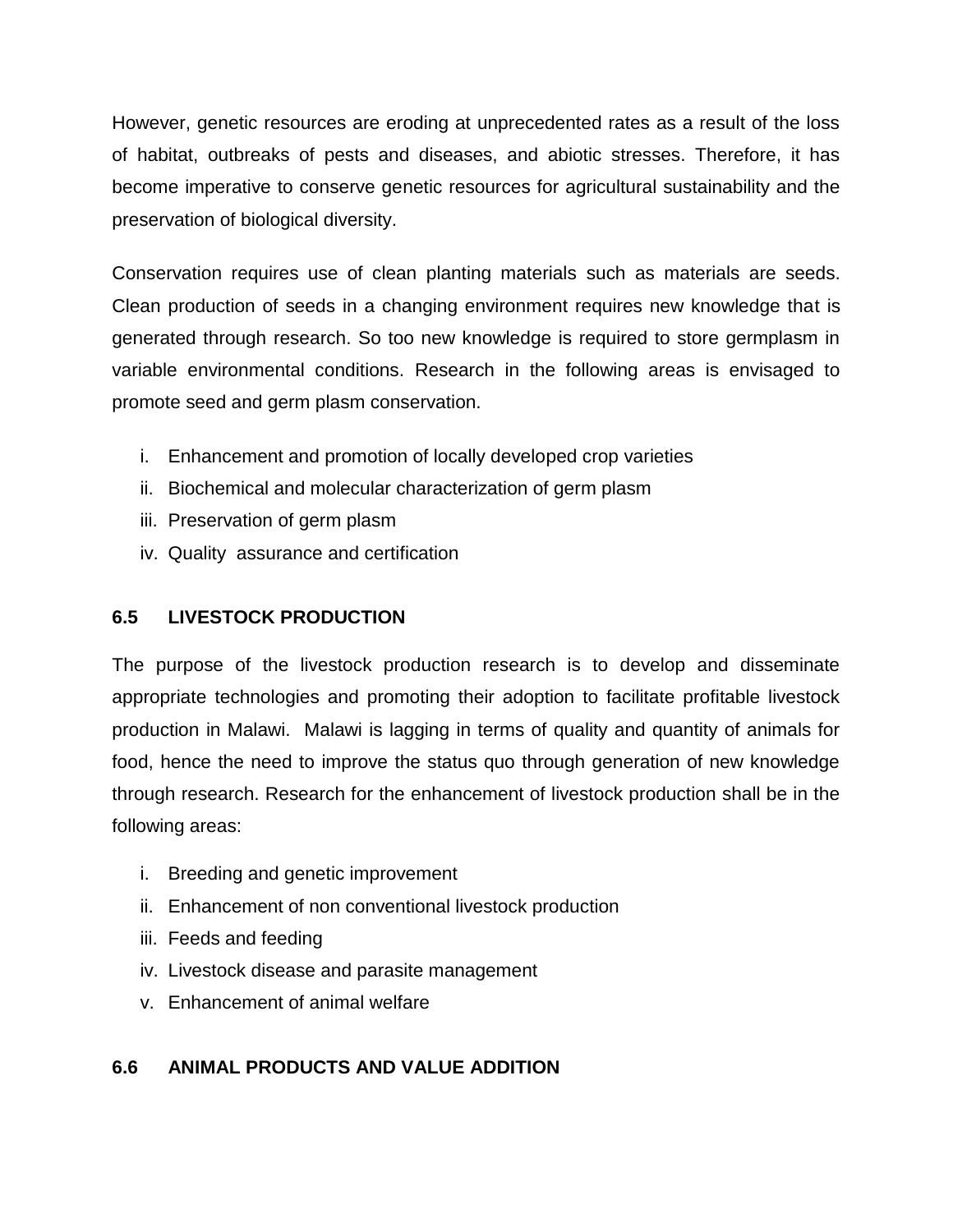However, genetic resources are eroding at unprecedented rates as a result of the loss of habitat, outbreaks of pests and diseases, and abiotic stresses. Therefore, it has become imperative to conserve genetic resources for agricultural sustainability and the preservation of biological diversity.

Conservation requires use of clean planting materials such as materials are seeds. Clean production of seeds in a changing environment requires new knowledge that is generated through research. So too new knowledge is required to store germplasm in variable environmental conditions. Research in the following areas is envisaged to promote seed and germ plasm conservation.

i. Enhancement and promotion of locally developed crop varieties
ii. Biochemical and molecular characterization of germ plasm
iii. Preservation of germ plasm
iv. Quality assurance and certification

### 6.5 LIVESTOCK PRODUCTION

The purpose of the livestock production research is to develop and disseminate appropriate technologies and promoting their adoption to facilitate profitable livestock production in Malawi. Malawi is lagging in terms of quality and quantity of animals for food, hence the need to improve the status quo through generation of new knowledge through research. Research for the enhancement of livestock production shall be in the following areas:

i. Breeding and genetic improvement
ii. Enhancement of non conventional livestock production
iii. Feeds and feeding
iv. Livestock disease and parasite management
v. Enhancement of animal welfare

### 6.6 ANIMAL PRODUCTS AND VALUE ADDITION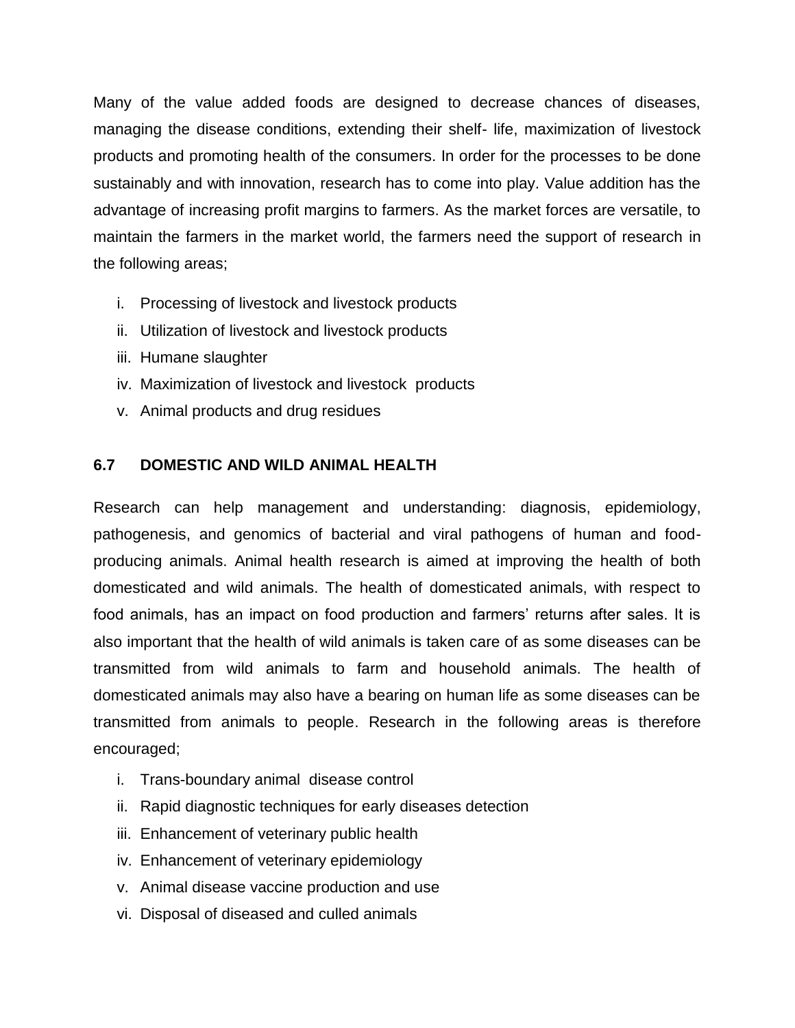Many of the value added foods are designed to decrease chances of diseases, managing the disease conditions, extending their shelf- life, maximization of livestock products and promoting health of the consumers. In order for the processes to be done sustainably and with innovation, research has to come into play. Value addition has the advantage of increasing profit margins to farmers. As the market forces are versatile, to maintain the farmers in the market world, the farmers need the support of research in the following areas;

i. Processing of livestock and livestock products
ii. Utilization of livestock and livestock products
iii. Humane slaughter
iv. Maximization of livestock and livestock products
v. Animal products and drug residues

### 6.7 DOMESTIC AND WILD ANIMAL HEALTH

Research can help management and understanding: diagnosis, epidemiology, pathogenesis, and genomics of bacterial and viral pathogens of human and food-producing animals. Animal health research is aimed at improving the health of both domesticated and wild animals. The health of domesticated animals, with respect to food animals, has an impact on food production and farmers' returns after sales. It is also important that the health of wild animals is taken care of as some diseases can be transmitted from wild animals to farm and household animals. The health of domesticated animals may also have a bearing on human life as some diseases can be transmitted from animals to people. Research in the following areas is therefore encouraged;

i. Trans-boundary animal disease control
ii. Rapid diagnostic techniques for early diseases detection
iii. Enhancement of veterinary public health
iv. Enhancement of veterinary epidemiology
v. Animal disease vaccine production and use
vi. Disposal of diseased and culled animals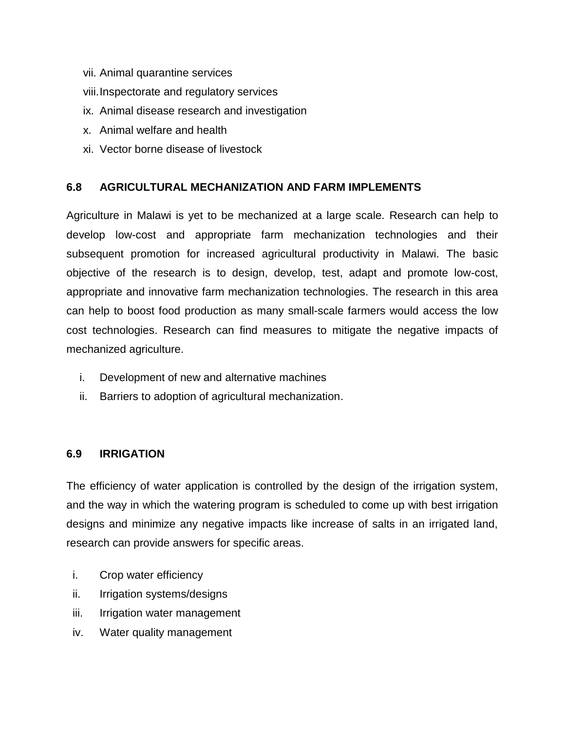vii. Animal quarantine services

viii. Inspectorate and regulatory services

ix. Animal disease research and investigation

x. Animal welfare and health

xi. Vector borne disease of livestock

### 6.8 AGRICULTURAL MECHANIZATION AND FARM IMPLEMENTS

Agriculture in Malawi is yet to be mechanized at a large scale. Research can help to develop low-cost and appropriate farm mechanization technologies and their subsequent promotion for increased agricultural productivity in Malawi. The basic objective of the research is to design, develop, test, adapt and promote low-cost, appropriate and innovative farm mechanization technologies. The research in this area can help to boost food production as many small-scale farmers would access the low cost technologies. Research can find measures to mitigate the negative impacts of mechanized agriculture.

i. Development of new and alternative machines

ii. Barriers to adoption of agricultural mechanization.

### 6.9 IRRIGATION

The efficiency of water application is controlled by the design of the irrigation system, and the way in which the watering program is scheduled to come up with best irrigation designs and minimize any negative impacts like increase of salts in an irrigated land, research can provide answers for specific areas.

i. Crop water efficiency

ii. Irrigation systems/designs

iii. Irrigation water management

iv. Water quality management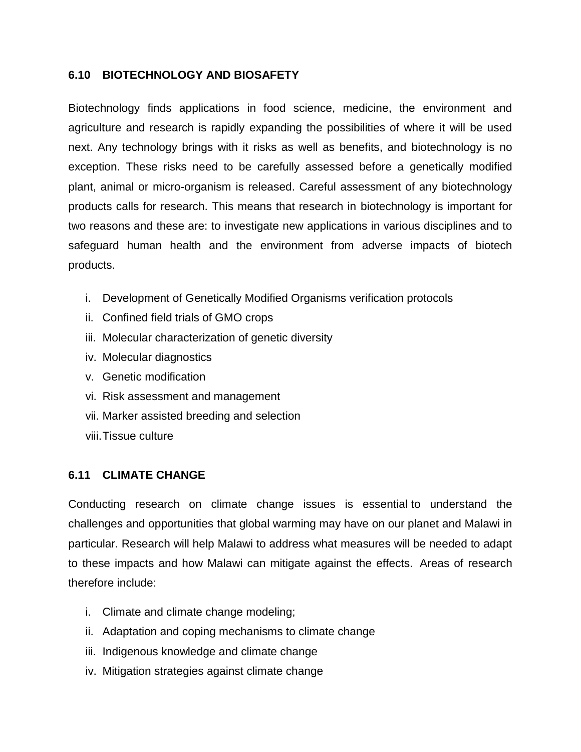## 6.10 BIOTECHNOLOGY AND BIOSAFETY

Biotechnology finds applications in food science, medicine, the environment and agriculture and research is rapidly expanding the possibilities of where it will be used next. Any technology brings with it risks as well as benefits, and biotechnology is no exception. These risks need to be carefully assessed before a genetically modified plant, animal or micro-organism is released. Careful assessment of any biotechnology products calls for research. This means that research in biotechnology is important for two reasons and these are: to investigate new applications in various disciplines and to safeguard human health and the environment from adverse impacts of biotech products.

i. Development of Genetically Modified Organisms verification protocols
ii. Confined field trials of GMO crops
iii. Molecular characterization of genetic diversity
iv. Molecular diagnostics
v. Genetic modification
vi. Risk assessment and management
vii. Marker assisted breeding and selection
viii. Tissue culture

## 6.11 CLIMATE CHANGE

Conducting research on climate change issues is essential to understand the challenges and opportunities that global warming may have on our planet and Malawi in particular. Research will help Malawi to address what measures will be needed to adapt to these impacts and how Malawi can mitigate against the effects. Areas of research therefore include:

i. Climate and climate change modeling;
ii. Adaptation and coping mechanisms to climate change
iii. Indigenous knowledge and climate change
iv. Mitigation strategies against climate change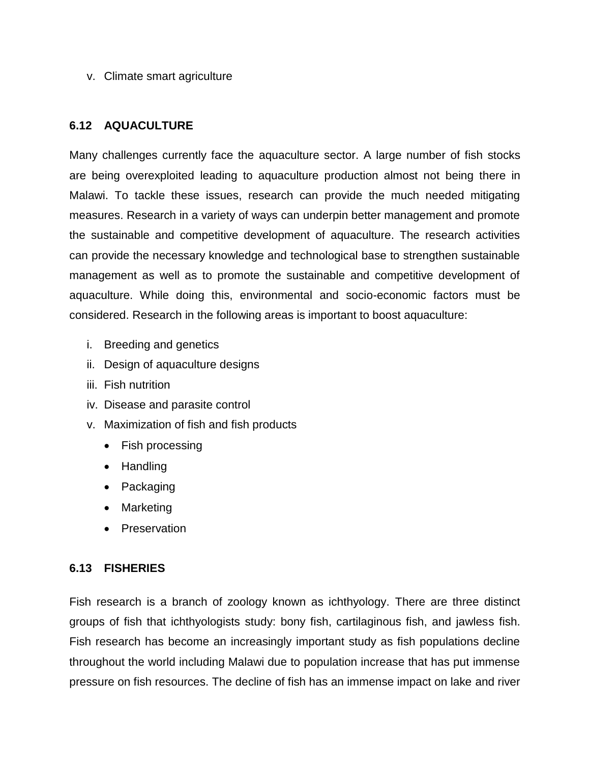v. Climate smart agriculture

## 6.12 AQUACULTURE

Many challenges currently face the aquaculture sector. A large number of fish stocks are being overexploited leading to aquaculture production almost not being there in Malawi. To tackle these issues, research can provide the much needed mitigating measures. Research in a variety of ways can underpin better management and promote the sustainable and competitive development of aquaculture. The research activities can provide the necessary knowledge and technological base to strengthen sustainable management as well as to promote the sustainable and competitive development of aquaculture. While doing this, environmental and socio-economic factors must be considered. Research in the following areas is important to boost aquaculture:

i. Breeding and genetics
ii. Design of aquaculture designs
iii. Fish nutrition
iv. Disease and parasite control
v. Maximization of fish and fish products
    - Fish processing
    - Handling
    - Packaging
    - Marketing
    - Preservation

## 6.13 FISHERIES

Fish research is a branch of zoology known as ichthyology. There are three distinct groups of fish that ichthyologists study: bony fish, cartilaginous fish, and jawless fish. Fish research has become an increasingly important study as fish populations decline throughout the world including Malawi due to population increase that has put immense pressure on fish resources. The decline of fish has an immense impact on lake and river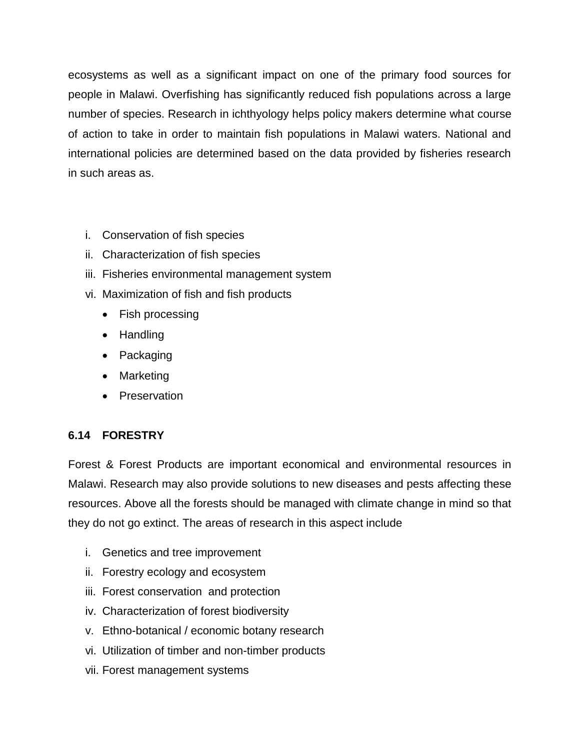ecosystems as well as a significant impact on one of the primary food sources for people in Malawi. Overfishing has significantly reduced fish populations across a large number of species. Research in ichthyology helps policy makers determine what course of action to take in order to maintain fish populations in Malawi waters. National and international policies are determined based on the data provided by fisheries research in such areas as.

i. Conservation of fish species
ii. Characterization of fish species
iii. Fisheries environmental management system
vi. Maximization of fish and fish products
   - Fish processing
   - Handling
   - Packaging
   - Marketing
   - Preservation

### 6.14 FORESTRY

Forest & Forest Products are important economical and environmental resources in Malawi. Research may also provide solutions to new diseases and pests affecting these resources. Above all the forests should be managed with climate change in mind so that they do not go extinct. The areas of research in this aspect include

i. Genetics and tree improvement
ii. Forestry ecology and ecosystem
iii. Forest conservation and protection
iv. Characterization of forest biodiversity
v. Ethno-botanical / economic botany research
vi. Utilization of timber and non-timber products
vii. Forest management systems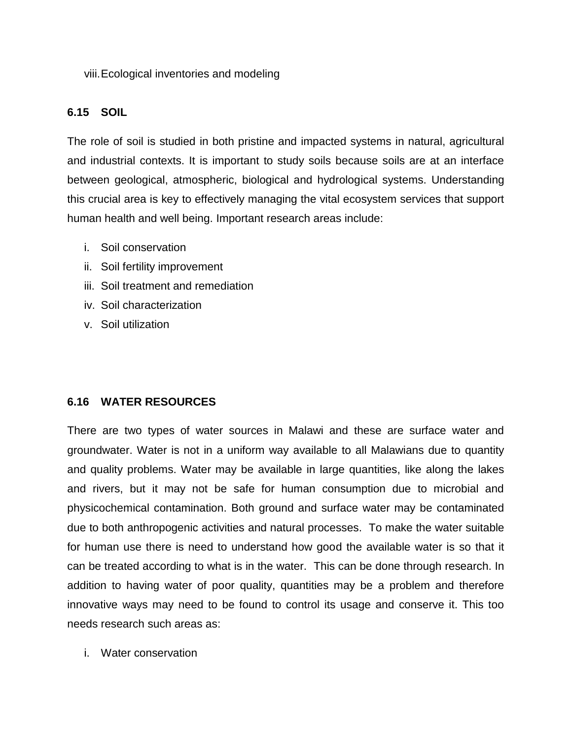viii. Ecological inventories and modeling

## 6.15 SOIL

The role of soil is studied in both pristine and impacted systems in natural, agricultural and industrial contexts. It is important to study soils because soils are at an interface between geological, atmospheric, biological and hydrological systems. Understanding this crucial area is key to effectively managing the vital ecosystem services that support human health and well being. Important research areas include:

i. Soil conservation
ii. Soil fertility improvement
iii. Soil treatment and remediation
iv. Soil characterization
v. Soil utilization

## 6.16 WATER RESOURCES

There are two types of water sources in Malawi and these are surface water and groundwater. Water is not in a uniform way available to all Malawians due to quantity and quality problems. Water may be available in large quantities, like along the lakes and rivers, but it may not be safe for human consumption due to microbial and physicochemical contamination. Both ground and surface water may be contaminated due to both anthropogenic activities and natural processes. To make the water suitable for human use there is need to understand how good the available water is so that it can be treated according to what is in the water. This can be done through research. In addition to having water of poor quality, quantities may be a problem and therefore innovative ways may need to be found to control its usage and conserve it. This too needs research such areas as:

i. Water conservation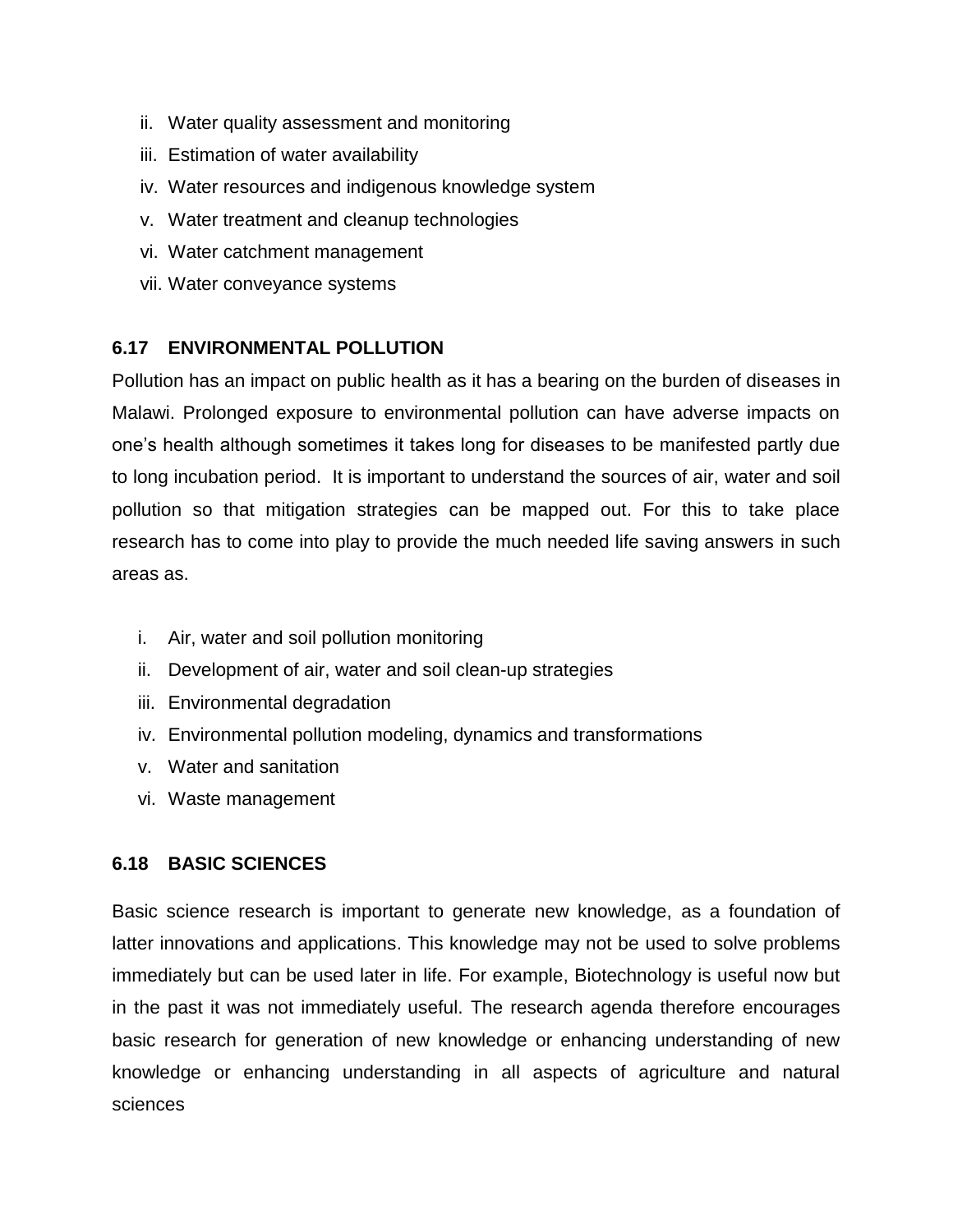ii. Water quality assessment and monitoring
iii. Estimation of water availability
iv. Water resources and indigenous knowledge system
v. Water treatment and cleanup technologies
vi. Water catchment management
vii. Water conveyance systems

## 6.17 ENVIRONMENTAL POLLUTION

Pollution has an impact on public health as it has a bearing on the burden of diseases in Malawi. Prolonged exposure to environmental pollution can have adverse impacts on one's health although sometimes it takes long for diseases to be manifested partly due to long incubation period. It is important to understand the sources of air, water and soil pollution so that mitigation strategies can be mapped out. For this to take place research has to come into play to provide the much needed life saving answers in such areas as.

i. Air, water and soil pollution monitoring
ii. Development of air, water and soil clean-up strategies
iii. Environmental degradation
iv. Environmental pollution modeling, dynamics and transformations
v. Water and sanitation
vi. Waste management

## 6.18 BASIC SCIENCES

Basic science research is important to generate new knowledge, as a foundation of latter innovations and applications. This knowledge may not be used to solve problems immediately but can be used later in life. For example, Biotechnology is useful now but in the past it was not immediately useful. The research agenda therefore encourages basic research for generation of new knowledge or enhancing understanding of new knowledge or enhancing understanding in all aspects of agriculture and natural sciences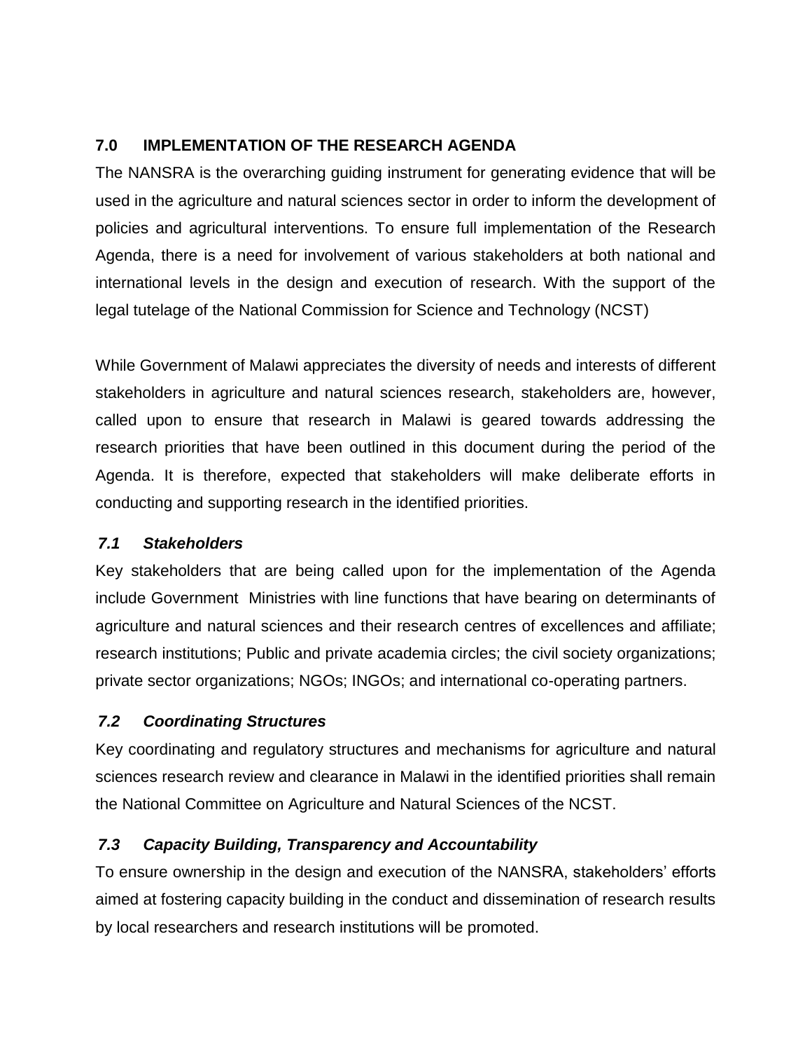## 7.0 IMPLEMENTATION OF THE RESEARCH AGENDA

The NANSRA is the overarching guiding instrument for generating evidence that will be used in the agriculture and natural sciences sector in order to inform the development of policies and agricultural interventions. To ensure full implementation of the Research Agenda, there is a need for involvement of various stakeholders at both national and international levels in the design and execution of research. With the support of the legal tutelage of the National Commission for Science and Technology (NCST)

While Government of Malawi appreciates the diversity of needs and interests of different stakeholders in agriculture and natural sciences research, stakeholders are, however, called upon to ensure that research in Malawi is geared towards addressing the research priorities that have been outlined in this document during the period of the Agenda. It is therefore, expected that stakeholders will make deliberate efforts in conducting and supporting research in the identified priorities.

### *7.1 Stakeholders*

Key stakeholders that are being called upon for the implementation of the Agenda include Government Ministries with line functions that have bearing on determinants of agriculture and natural sciences and their research centres of excellences and affiliate; research institutions; Public and private academia circles; the civil society organizations; private sector organizations; NGOs; INGOs; and international co-operating partners.

### *7.2 Coordinating Structures*

Key coordinating and regulatory structures and mechanisms for agriculture and natural sciences research review and clearance in Malawi in the identified priorities shall remain the National Committee on Agriculture and Natural Sciences of the NCST.

### *7.3 Capacity Building, Transparency and Accountability*

To ensure ownership in the design and execution of the NANSRA, stakeholders' efforts aimed at fostering capacity building in the conduct and dissemination of research results by local researchers and research institutions will be promoted.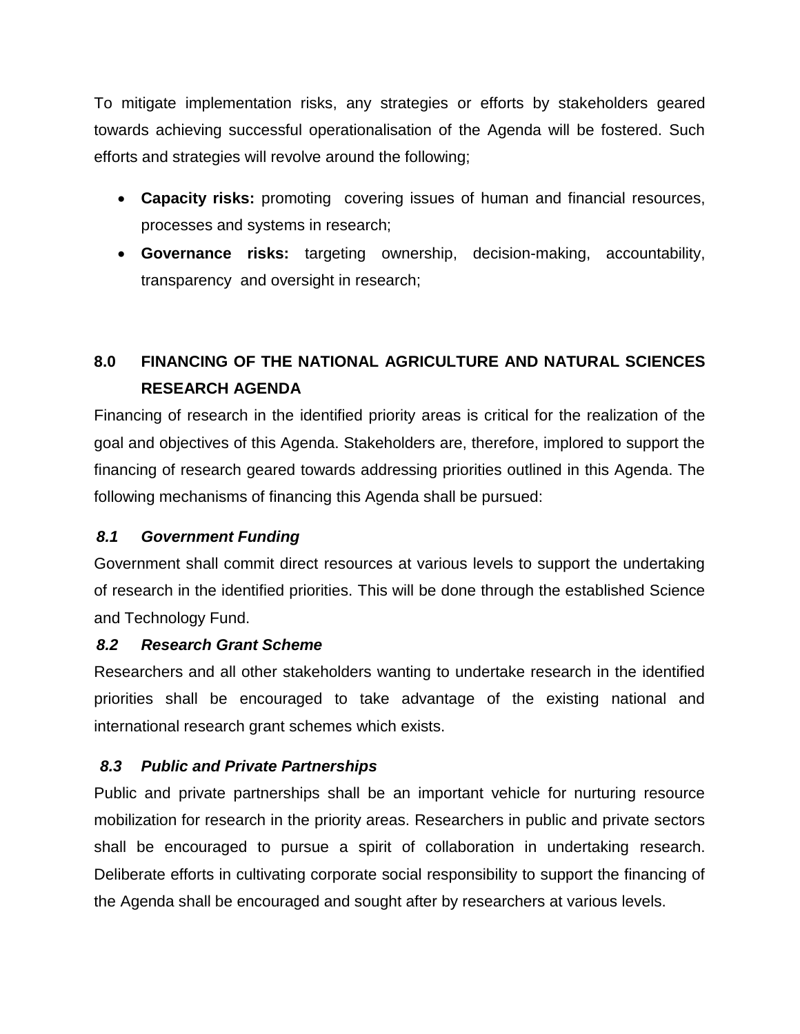To mitigate implementation risks, any strategies or efforts by stakeholders geared towards achieving successful operationalisation of the Agenda will be fostered. Such efforts and strategies will revolve around the following;

- **Capacity risks:** promoting covering issues of human and financial resources, processes and systems in research;
- **Governance risks:** targeting ownership, decision-making, accountability, transparency and oversight in research;

## 8.0 FINANCING OF THE NATIONAL AGRICULTURE AND NATURAL SCIENCES RESEARCH AGENDA

Financing of research in the identified priority areas is critical for the realization of the goal and objectives of this Agenda. Stakeholders are, therefore, implored to support the financing of research geared towards addressing priorities outlined in this Agenda. The following mechanisms of financing this Agenda shall be pursued:

### *8.1 Government Funding*

Government shall commit direct resources at various levels to support the undertaking of research in the identified priorities. This will be done through the established Science and Technology Fund.

### *8.2 Research Grant Scheme*

Researchers and all other stakeholders wanting to undertake research in the identified priorities shall be encouraged to take advantage of the existing national and international research grant schemes which exists.

### *8.3 Public and Private Partnerships*

Public and private partnerships shall be an important vehicle for nurturing resource mobilization for research in the priority areas. Researchers in public and private sectors shall be encouraged to pursue a spirit of collaboration in undertaking research. Deliberate efforts in cultivating corporate social responsibility to support the financing of the Agenda shall be encouraged and sought after by researchers at various levels.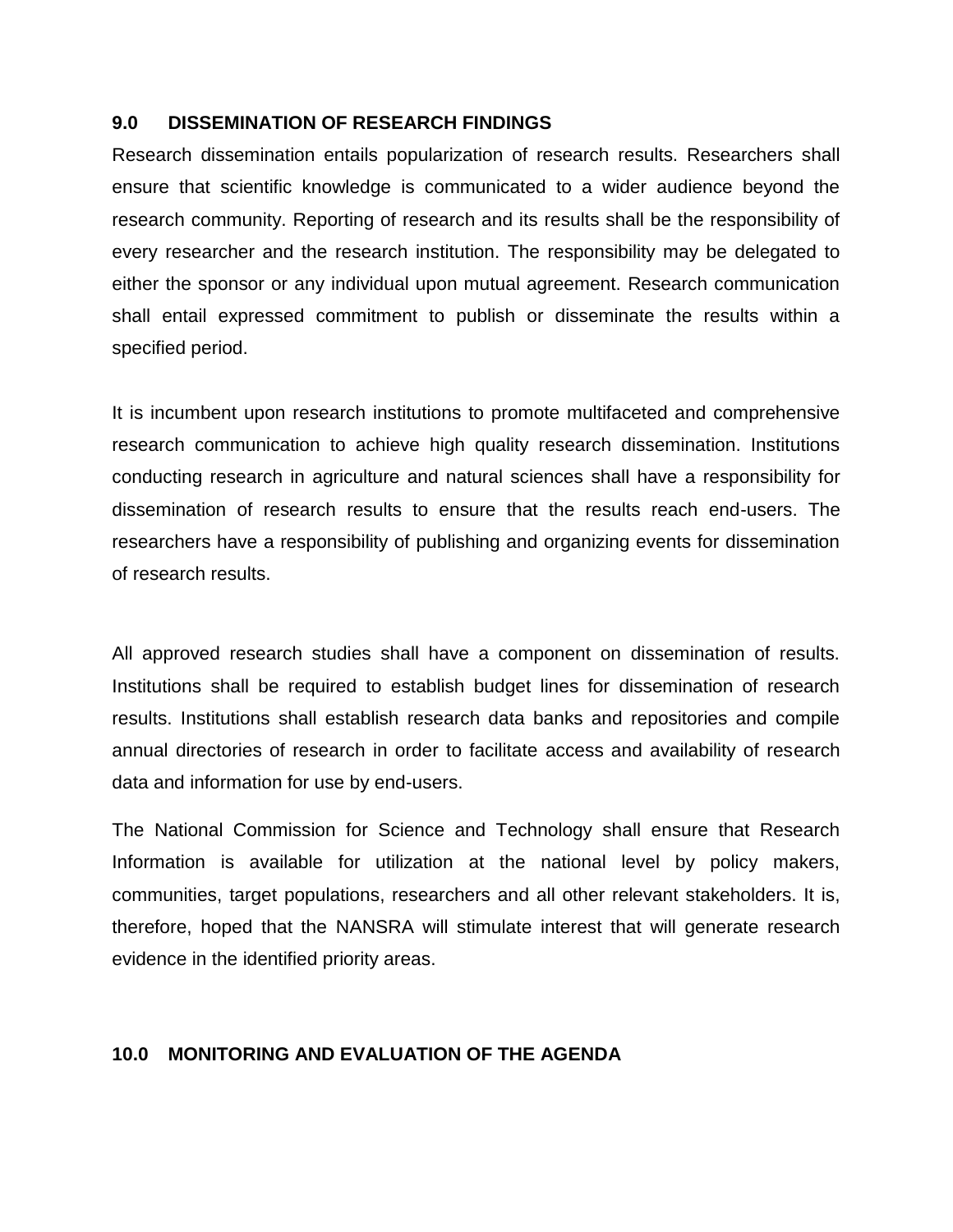## 9.0 DISSEMINATION OF RESEARCH FINDINGS

Research dissemination entails popularization of research results. Researchers shall ensure that scientific knowledge is communicated to a wider audience beyond the research community. Reporting of research and its results shall be the responsibility of every researcher and the research institution. The responsibility may be delegated to either the sponsor or any individual upon mutual agreement. Research communication shall entail expressed commitment to publish or disseminate the results within a specified period.

It is incumbent upon research institutions to promote multifaceted and comprehensive research communication to achieve high quality research dissemination. Institutions conducting research in agriculture and natural sciences shall have a responsibility for dissemination of research results to ensure that the results reach end-users. The researchers have a responsibility of publishing and organizing events for dissemination of research results.

All approved research studies shall have a component on dissemination of results. Institutions shall be required to establish budget lines for dissemination of research results. Institutions shall establish research data banks and repositories and compile annual directories of research in order to facilitate access and availability of research data and information for use by end-users.

The National Commission for Science and Technology shall ensure that Research Information is available for utilization at the national level by policy makers, communities, target populations, researchers and all other relevant stakeholders. It is, therefore, hoped that the NANSRA will stimulate interest that will generate research evidence in the identified priority areas.

## 10.0 MONITORING AND EVALUATION OF THE AGENDA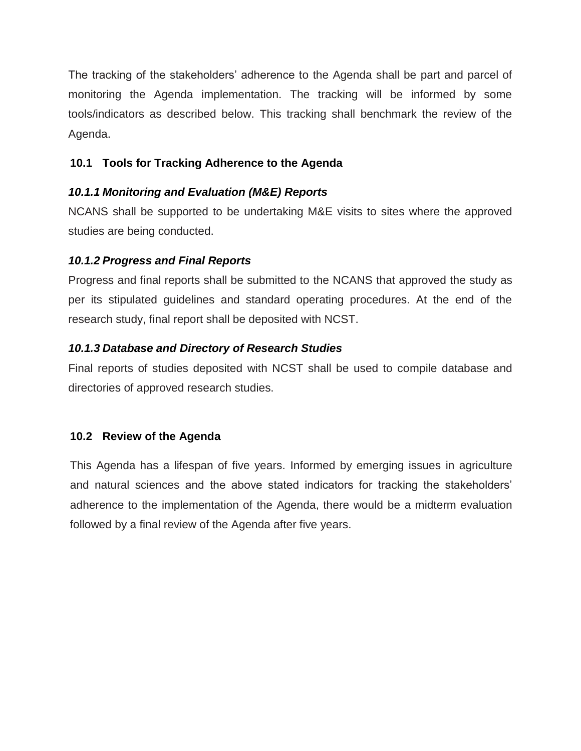The tracking of the stakeholders' adherence to the Agenda shall be part and parcel of monitoring the Agenda implementation. The tracking will be informed by some tools/indicators as described below. This tracking shall benchmark the review of the Agenda.

## 10.1 Tools for Tracking Adherence to the Agenda

### *10.1.1 Monitoring and Evaluation (M&E) Reports*

NCANS shall be supported to be undertaking M&E visits to sites where the approved studies are being conducted.

### *10.1.2 Progress and Final Reports*

Progress and final reports shall be submitted to the NCANS that approved the study as per its stipulated guidelines and standard operating procedures. At the end of the research study, final report shall be deposited with NCST.

### *10.1.3 Database and Directory of Research Studies*

Final reports of studies deposited with NCST shall be used to compile database and directories of approved research studies.

## 10.2 Review of the Agenda

This Agenda has a lifespan of five years. Informed by emerging issues in agriculture and natural sciences and the above stated indicators for tracking the stakeholders' adherence to the implementation of the Agenda, there would be a midterm evaluation followed by a final review of the Agenda after five years.